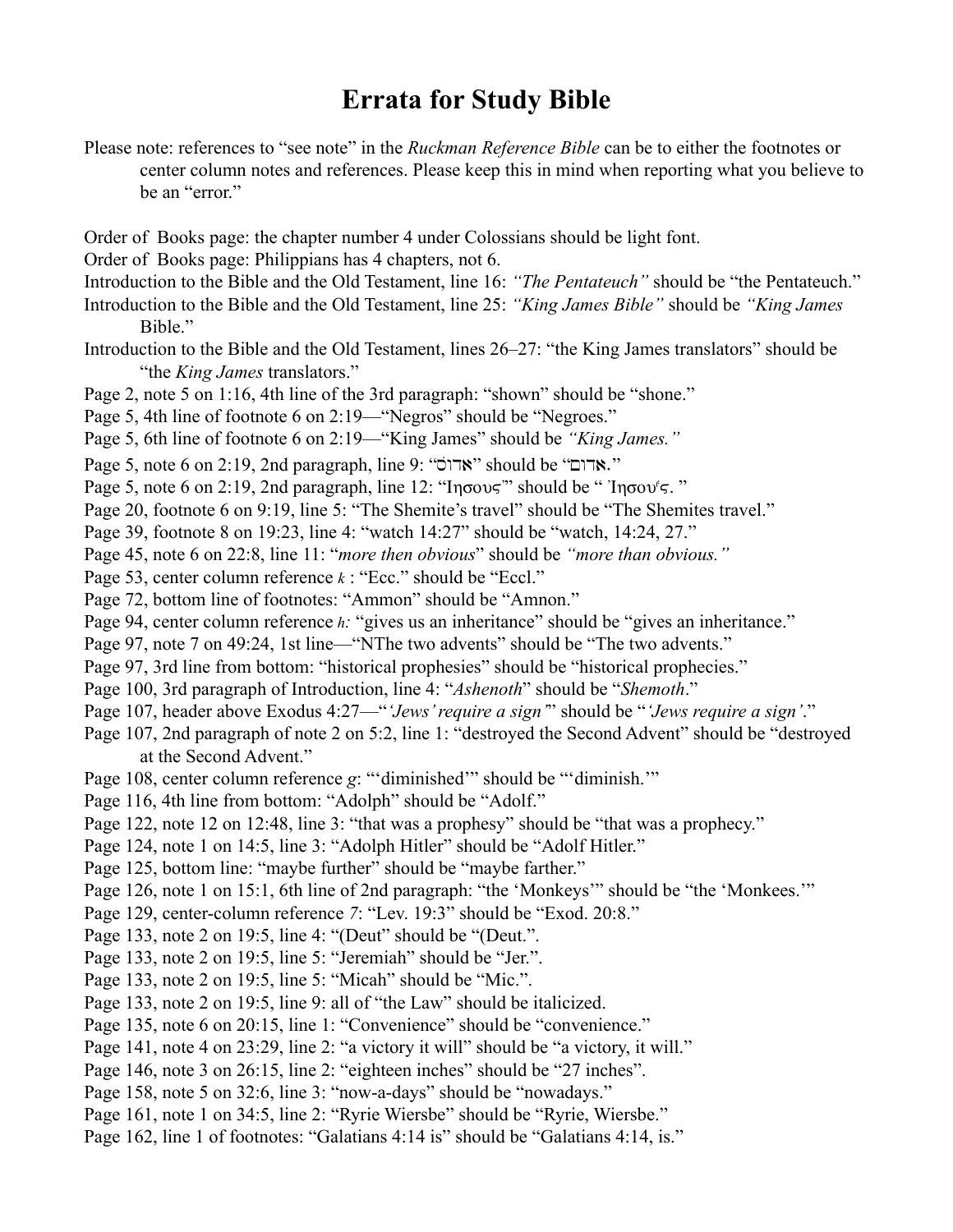# Errata for Study Bible

Please note: references to "see note" in the *Ruckman Reference Bible* can be to either the footnotes or center column notes and references. Please keep this in mind when reporting what you believe to be an "error."

Order of Books page: the chapter number 4 under Colossians should be light font.
Order of Books page: Philippians has 4 chapters, not 6.
Introduction to the Bible and the Old Testament, line 16: *"The Pentateuch"* should be "the Pentateuch."
Introduction to the Bible and the Old Testament, line 25: *"King James Bible"* should be *"King James* Bible."
Introduction to the Bible and the Old Testament, lines 26–27: "the King James translators" should be "the *King James* translators."
Page 2, note 5 on 1:16, 4th line of the 3rd paragraph: "shown" should be "shone."
Page 5, 4th line of footnote 6 on 2:19—"Negros" should be "Negroes."
Page 5, 6th line of footnote 6 on 2:19—"King James" should be *"King James."*
Page 5, note 6 on 2:19, 2nd paragraph, line 9: "אדוֹס" should be "אדום."
Page 5, note 6 on 2:19, 2nd paragraph, line 12: "Ιησους"" should be " Ἰησοῦς. "
Page 20, footnote 6 on 9:19, line 5: "The Shemite's travel" should be "The Shemites travel."
Page 39, footnote 8 on 19:23, line 4: "watch 14:27" should be "watch, 14:24, 27."
Page 45, note 6 on 22:8, line 11: "*more then obvious*" should be *"more than obvious."*
Page 53, center column reference *k* : "Ecc." should be "Eccl."
Page 72, bottom line of footnotes: "Ammon" should be "Amnon."
Page 94, center column reference *h:* "gives us an inheritance" should be "gives an inheritance."
Page 97, note 7 on 49:24, 1st line—"NThe two advents" should be "The two advents."
Page 97, 3rd line from bottom: "historical prophesies" should be "historical prophecies."
Page 100, 3rd paragraph of Introduction, line 4: "*Ashenoth*" should be "*Shemoth*."
Page 107, header above Exodus 4:27—"*'Jews' require a sign'*" should be "*'Jews require a sign'*."
Page 107, 2nd paragraph of note 2 on 5:2, line 1: "destroyed the Second Advent" should be "destroyed at the Second Advent."
Page 108, center column reference *g*: "'diminished'" should be "'diminish.'"
Page 116, 4th line from bottom: "Adolph" should be "Adolf."
Page 122, note 12 on 12:48, line 3: "that was a prophesy" should be "that was a prophecy."
Page 124, note 1 on 14:5, line 3: "Adolph Hitler" should be "Adolf Hitler."
Page 125, bottom line: "maybe further" should be "maybe farther."
Page 126, note 1 on 15:1, 6th line of 2nd paragraph: "the 'Monkeys'" should be "the 'Monkees.'"
Page 129, center-column reference *7*: "Lev. 19:3" should be "Exod. 20:8."
Page 133, note 2 on 19:5, line 4: "(Deut" should be "(Deut.".
Page 133, note 2 on 19:5, line 5: "Jeremiah" should be "Jer.".
Page 133, note 2 on 19:5, line 5: "Micah" should be "Mic.".
Page 133, note 2 on 19:5, line 9: all of "the Law" should be italicized.
Page 135, note 6 on 20:15, line 1: "Convenience" should be "convenience."
Page 141, note 4 on 23:29, line 2: "a victory it will" should be "a victory, it will."
Page 146, note 3 on 26:15, line 2: "eighteen inches" should be "27 inches".
Page 158, note 5 on 32:6, line 3: "now-a-days" should be "nowadays."
Page 161, note 1 on 34:5, line 2: "Ryrie Wiersbe" should be "Ryrie, Wiersbe."
Page 162, line 1 of footnotes: "Galatians 4:14 is" should be "Galatians 4:14, is."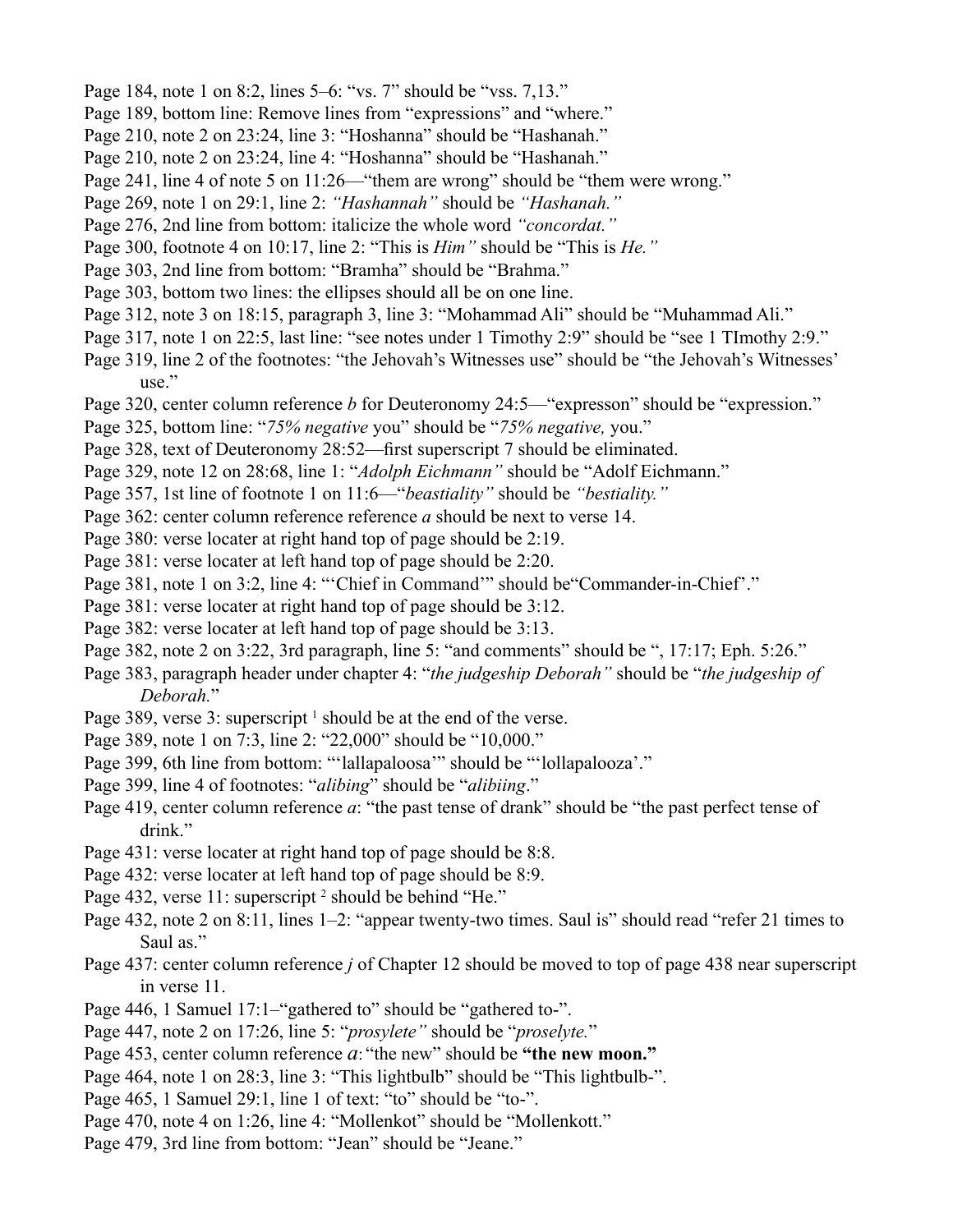Page 184, note 1 on 8:2, lines 5–6: "vs. 7" should be "vss. 7,13."

Page 189, bottom line: Remove lines from "expressions" and "where."

Page 210, note 2 on 23:24, line 3: "Hoshanna" should be "Hashanah."

Page 210, note 2 on 23:24, line 4: "Hoshanna" should be "Hashanah."

Page 241, line 4 of note 5 on 11:26—"them are wrong" should be "them were wrong."

Page 269, note 1 on 29:1, line 2: *"Hashannah"* should be *"Hashanah."*

Page 276, 2nd line from bottom: italicize the whole word *"concordat."*

Page 300, footnote 4 on 10:17, line 2: "This is *Him"* should be "This is *He."*

Page 303, 2nd line from bottom: "Bramha" should be "Brahma."

Page 303, bottom two lines: the ellipses should all be on one line.

Page 312, note 3 on 18:15, paragraph 3, line 3: "Mohammad Ali" should be "Muhammad Ali."

Page 317, note 1 on 22:5, last line: "see notes under 1 Timothy 2:9" should be "see 1 TImothy 2:9."

Page 319, line 2 of the footnotes: "the Jehovah's Witnesses use" should be "the Jehovah's Witnesses' use."

Page 320, center column reference *b* for Deuteronomy 24:5—"expresson" should be "expression."

Page 325, bottom line: "*75% negative* you" should be "*75% negative,* you."

Page 328, text of Deuteronomy 28:52—first superscript 7 should be eliminated.

Page 329, note 12 on 28:68, line 1: "*Adolph Eichmann"* should be "Adolf Eichmann."

Page 357, 1st line of footnote 1 on 11:6—"*beastiality"* should be *"bestiality."*

Page 362: center column reference reference *a* should be next to verse 14.

Page 380: verse locater at right hand top of page should be 2:19.

Page 381: verse locater at left hand top of page should be 2:20.

Page 381, note 1 on 3:2, line 4: "'Chief in Command'" should be"Commander-in-Chief'."

Page 381: verse locater at right hand top of page should be 3:12.

Page 382: verse locater at left hand top of page should be 3:13.

Page 382, note 2 on 3:22, 3rd paragraph, line 5: "and comments" should be ", 17:17; Eph. 5:26."

Page 383, paragraph header under chapter 4: "*the judgeship Deborah"* should be "*the judgeship of Deborah.*"

Page 389, verse 3: superscript [1] should be at the end of the verse.

Page 389, note 1 on 7:3, line 2: "22,000" should be "10,000."

Page 399, 6th line from bottom: "'lallapaloosa'" should be "'lollapalooza'."

Page 399, line 4 of footnotes: "*alibing*" should be "*alibiing*."

Page 419, center column reference *a*: "the past tense of drank" should be "the past perfect tense of drink."

Page 431: verse locater at right hand top of page should be 8:8.

Page 432: verse locater at left hand top of page should be 8:9.

Page 432, verse 11: superscript [2] should be behind "He."

Page 432, note 2 on 8:11, lines 1–2: "appear twenty-two times. Saul is" should read "refer 21 times to Saul as."

Page 437: center column reference *j* of Chapter 12 should be moved to top of page 438 near superscript in verse 11.

Page 446, 1 Samuel 17:1–"gathered to" should be "gathered to-".

Page 447, note 2 on 17:26, line 5: "*prosylete"* should be "*proselyte.*"

Page 453, center column reference *a*: "the new" should be **"the new moon."**

Page 464, note 1 on 28:3, line 3: "This lightbulb" should be "This lightbulb-".

Page 465, 1 Samuel 29:1, line 1 of text: "to" should be "to-".

Page 470, note 4 on 1:26, line 4: "Mollenkot" should be "Mollenkott."

Page 479, 3rd line from bottom: "Jean" should be "Jeane."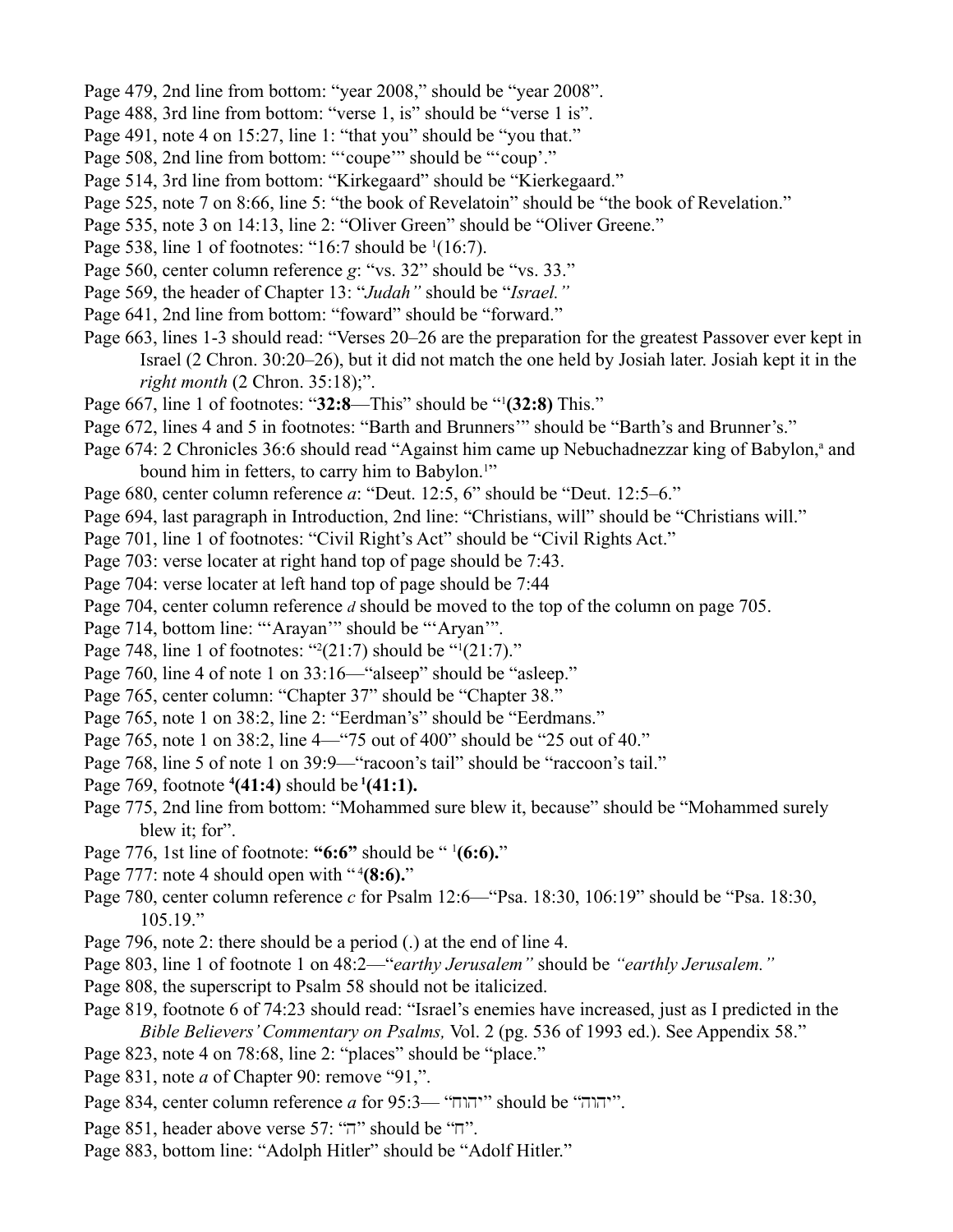Page 479, 2nd line from bottom: "year 2008," should be "year 2008".

Page 488, 3rd line from bottom: "verse 1, is" should be "verse 1 is".

Page 491, note 4 on 15:27, line 1: "that you" should be "you that."

Page 508, 2nd line from bottom: "'coupe'" should be "'coup'."

Page 514, 3rd line from bottom: "Kirkegaard" should be "Kierkegaard."

Page 525, note 7 on 8:66, line 5: "the book of Revelatoin" should be "the book of Revelation."

Page 535, note 3 on 14:13, line 2: "Oliver Green" should be "Oliver Greene."

Page 538, line 1 of footnotes: "16:7 should be [1](16:7).

Page 560, center column reference *g*: "vs. 32" should be "vs. 33."

Page 569, the header of Chapter 13: "*Judah"* should be "*Israel."*

Page 641, 2nd line from bottom: "foward" should be "forward."

Page 663, lines 1-3 should read: "Verses 20–26 are the preparation for the greatest Passover ever kept in Israel (2 Chron. 30:20–26), but it did not match the one held by Josiah later. Josiah kept it in the *right month* (2 Chron. 35:18);".

Page 667, line 1 of footnotes: "**32:8**—This" should be "[1]**(32:8)** This."

Page 672, lines 4 and 5 in footnotes: "Barth and Brunners'" should be "Barth's and Brunner's."

Page 674: 2 Chronicles 36:6 should read "Against him came up Nebuchadnezzar king of Babylon,[a] and bound him in fetters, to carry him to Babylon.[1]"

Page 680, center column reference *a*: "Deut. 12:5, 6" should be "Deut. 12:5–6."

Page 694, last paragraph in Introduction, 2nd line: "Christians, will" should be "Christians will."

Page 701, line 1 of footnotes: "Civil Right's Act" should be "Civil Rights Act."

Page 703: verse locater at right hand top of page should be 7:43.

Page 704: verse locater at left hand top of page should be 7:44

Page 704, center column reference *d* should be moved to the top of the column on page 705.

Page 714, bottom line: "'Arayan'" should be "'Aryan'".

Page 748, line 1 of footnotes: "[2](21:7) should be "[1](21:7)."

Page 760, line 4 of note 1 on 33:16—"alseep" should be "asleep."

Page 765, center column: "Chapter 37" should be "Chapter 38."

Page 765, note 1 on 38:2, line 2: "Erdman's" should be "Eerdmans."

Page 765, note 1 on 38:2, line 4—"75 out of 400" should be "25 out of 40."

Page 768, line 5 of note 1 on 39:9—"racoon's tail" should be "raccoon's tail."

Page 769, footnote [4]**(41:4)** should be [1]**(41:1).**

Page 775, 2nd line from bottom: "Mohammed sure blew it, because" should be "Mohammed surely blew it; for".

Page 776, 1st line of footnote: **"6:6"** should be " [1]**(6:6).**"

Page 777: note 4 should open with "[4]**(8:6).**"

Page 780, center column reference *c* for Psalm 12:6—"Psa. 18:30, 106:19" should be "Psa. 18:30, 105.19."

Page 796, note 2: there should be a period (.) at the end of line 4.

Page 803, line 1 of footnote 1 on 48:2—"*earthy Jerusalem"* should be *"earthly Jerusalem."*

Page 808, the superscript to Psalm 58 should not be italicized.

Page 819, footnote 6 of 74:23 should read: "Israel's enemies have increased, just as I predicted in the *Bible Believers' Commentary on Psalms,* Vol. 2 (pg. 536 of 1993 ed.). See Appendix 58."

Page 823, note 4 on 78:68, line 2: "places" should be "place."

Page 831, note *a* of Chapter 90: remove "91,".

Page 834, center column reference *a* for 95:3— "יהוח" should be "יהוה".

Page 851, header above verse 57: "ה" should be "ח".

Page 883, bottom line: "Adolph Hitler" should be "Adolf Hitler."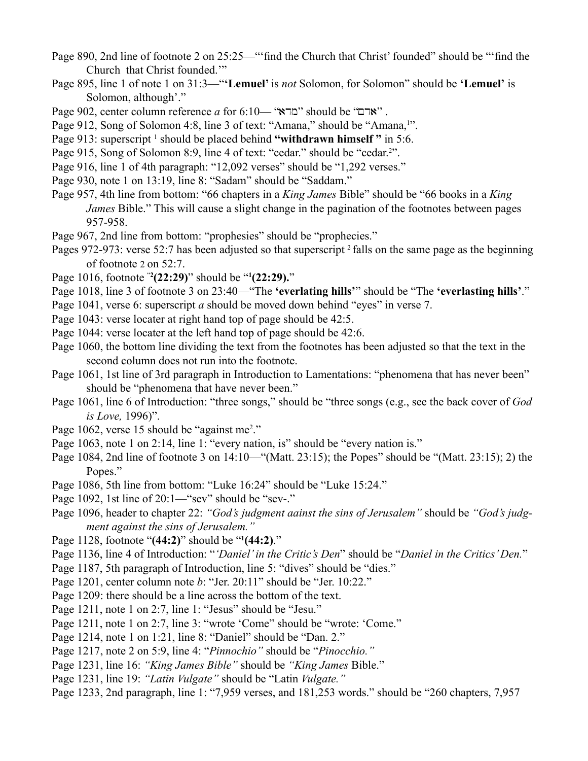Page 890, 2nd line of footnote 2 on 25:25—"'find the Church that Christ' founded" should be "'find the Church that Christ founded.'"

Page 895, line 1 of note 1 on 31:3—"**'Lemuel'** is *not* Solomon, for Solomon" should be **'Lemuel'** is Solomon, although'."

Page 902, center column reference *a* for 6:10— "מדא" should be "אדם" .

Page 912, Song of Solomon 4:8, line 3 of text: "Amana," should be "Amana,[1]".

Page 913: superscript [1] should be placed behind **"withdrawn himself "** in 5:6.

Page 915, Song of Solomon 8:9, line 4 of text: "cedar." should be "cedar.[2]".

Page 916, line 1 of 4th paragraph: "12,092 verses" should be "1,292 verses."

Page 930, note 1 on 13:19, line 8: "Sadam" should be "Saddam."

Page 957, 4th line from bottom: "66 chapters in a *King James* Bible" should be "66 books in a *King James* Bible." This will cause a slight change in the pagination of the footnotes between pages 957-958.

Page 967, 2nd line from bottom: "prophesies" should be "prophecies."

Pages 972-973: verse 52:7 has been adjusted so that superscript [2] falls on the same page as the beginning of footnote 2 on 52:7.

Page 1016, footnote "[2]**(22:29)**" should be "[1]**(22:29).**"

Page 1018, line 3 of footnote 3 on 23:40—"The **'everlating hills'**" should be "The **'everlasting hills'**."

Page 1041, verse 6: superscript *a* should be moved down behind "eyes" in verse 7.

Page 1043: verse locater at right hand top of page should be 42:5.

Page 1044: verse locater at the left hand top of page should be 42:6.

Page 1060, the bottom line dividing the text from the footnotes has been adjusted so that the text in the second column does not run into the footnote.

Page 1061, 1st line of 3rd paragraph in Introduction to Lamentations: "phenomena that has never been" should be "phenomena that have never been."

Page 1061, line 6 of Introduction: "three songs," should be "three songs (e.g., see the back cover of *God is Love,* 1996)".

Page 1062, verse 15 should be "against me[2]."

Page 1063, note 1 on 2:14, line 1: "every nation, is" should be "every nation is."

Page 1084, 2nd line of footnote 3 on 14:10—"(Matt. 23:15); the Popes" should be "(Matt. 23:15); 2) the Popes."

Page 1086, 5th line from bottom: "Luke 16:24" should be "Luke 15:24."

Page 1092, 1st line of 20:1—"sev" should be "sev-."

Page 1096, header to chapter 22: *"God's judgment aainst the sins of Jerusalem"* should be *"God's judgment against the sins of Jerusalem."*

Page 1128, footnote "**(44:2)**" should be "[1]**(44:2)**."

Page 1136, line 4 of Introduction: "*'Daniel' in the Critic's Den*" should be "*Daniel in the Critics' Den.*"

Page 1187, 5th paragraph of Introduction, line 5: "dives" should be "dies."

Page 1201, center column note *b*: "Jer. 20:11" should be "Jer. 10:22."

Page 1209: there should be a line across the bottom of the text.

Page 1211, note 1 on 2:7, line 1: "Jesus" should be "Jesu."

Page 1211, note 1 on 2:7, line 3: "wrote 'Come" should be "wrote: 'Come."

Page 1214, note 1 on 1:21, line 8: "Daniel" should be "Dan. 2."

Page 1217, note 2 on 5:9, line 4: "*Pinnochio"* should be "*Pinocchio."*

Page 1231, line 16: *"King James Bible"* should be *"King James* Bible."

Page 1231, line 19: *"Latin Vulgate"* should be "Latin *Vulgate."*

Page 1233, 2nd paragraph, line 1: "7,959 verses, and 181,253 words." should be "260 chapters, 7,957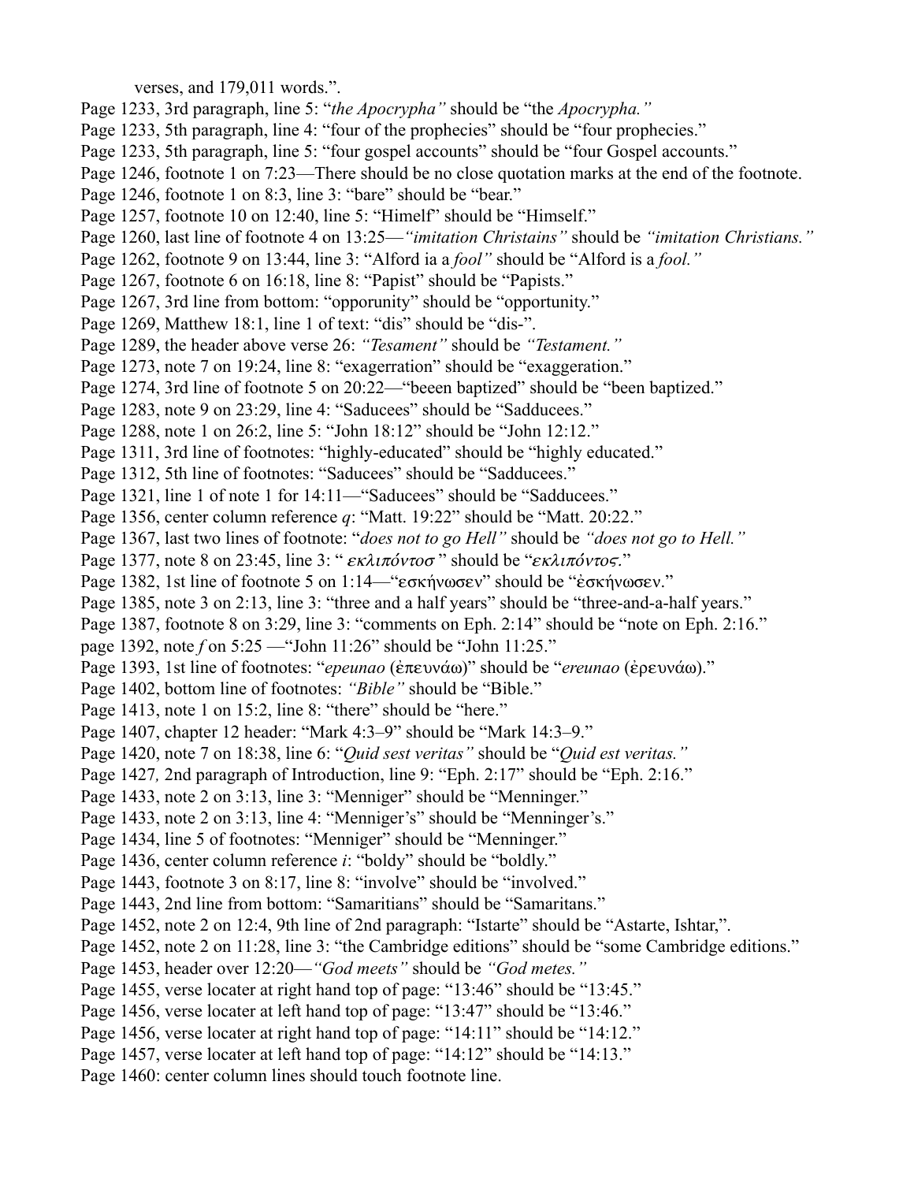verses, and 179,011 words.".

Page 1233, 3rd paragraph, line 5: "*the Apocrypha"* should be "the *Apocrypha."*

Page 1233, 5th paragraph, line 4: "four of the prophecies" should be "four prophecies."

Page 1233, 5th paragraph, line 5: "four gospel accounts" should be "four Gospel accounts."

Page 1246, footnote 1 on 7:23—There should be no close quotation marks at the end of the footnote.

Page 1246, footnote 1 on 8:3, line 3: "bare" should be "bear."

Page 1257, footnote 10 on 12:40, line 5: "Himelf" should be "Himself."

Page 1260, last line of footnote 4 on 13:25—*"imitation Christains"* should be *"imitation Christians."*

Page 1262, footnote 9 on 13:44, line 3: "Alford ia a *fool"* should be "Alford is a *fool."*

Page 1267, footnote 6 on 16:18, line 8: "Papist" should be "Papists."

Page 1267, 3rd line from bottom: "opporunity" should be "opportunity."

Page 1269, Matthew 18:1, line 1 of text: "dis" should be "dis-".

Page 1289, the header above verse 26: *"Tesament"* should be *"Testament."*

Page 1273, note 7 on 19:24, line 8: "exagerration" should be "exaggeration."

Page 1274, 3rd line of footnote 5 on 20:22—"beeen baptized" should be "been baptized."

Page 1283, note 9 on 23:29, line 4: "Saducees" should be "Sadducees."

Page 1288, note 1 on 26:2, line 5: "John 18:12" should be "John 12:12."

Page 1311, 3rd line of footnotes: "highly-educated" should be "highly educated."

Page 1312, 5th line of footnotes: "Saducees" should be "Sadducees."

Page 1321, line 1 of note 1 for 14:11—"Saducees" should be "Sadducees."

Page 1356, center column reference *q*: "Matt. 19:22" should be "Matt. 20:22."

Page 1367, last two lines of footnote: "*does not to go Hell"* should be *"does not go to Hell."*

Page 1377, note 8 on 23:45, line 3: " *εκλιπόντοσ* " should be "*εκλιπόντος*."

Page 1382, 1st line of footnote 5 on 1:14—"εσκήνωσεν" should be "ἐσκήνωσεν."

Page 1385, note 3 on 2:13, line 3: "three and a half years" should be "three-and-a-half years."

Page 1387, footnote 8 on 3:29, line 3: "comments on Eph. 2:14" should be "note on Eph. 2:16."

page 1392, note *f* on 5:25 —"John 11:26" should be "John 11:25."

Page 1393, 1st line of footnotes: "*epeunao* (ἐπευνάω)" should be "*ereunao* (ἐρευνάω)."

Page 1402, bottom line of footnotes: *"Bible"* should be "Bible."

Page 1413, note 1 on 15:2, line 8: "there" should be "here."

Page 1407, chapter 12 header: "Mark 4:3–9" should be "Mark 14:3–9."

Page 1420, note 7 on 18:38, line 6: "*Quid sest veritas"* should be "*Quid est veritas."*

Page 1427*,* 2nd paragraph of Introduction, line 9: "Eph. 2:17" should be "Eph. 2:16."

Page 1433, note 2 on 3:13, line 3: "Menniger" should be "Menninger."

Page 1433, note 2 on 3:13, line 4: "Menniger's" should be "Menninger's."

Page 1434, line 5 of footnotes: "Menniger" should be "Menninger."

Page 1436, center column reference *i*: "boldy" should be "boldly."

Page 1443, footnote 3 on 8:17, line 8: "involve" should be "involved."

Page 1443, 2nd line from bottom: "Samaritians" should be "Samaritans."

Page 1452, note 2 on 12:4, 9th line of 2nd paragraph: "Istarte" should be "Astarte, Ishtar,".

Page 1452, note 2 on 11:28, line 3: "the Cambridge editions" should be "some Cambridge editions."

Page 1453, header over 12:20—*"God meets"* should be *"God metes."*

Page 1455, verse locater at right hand top of page: "13:46" should be "13:45."

Page 1456, verse locater at left hand top of page: "13:47" should be "13:46."

Page 1456, verse locater at right hand top of page: "14:11" should be "14:12."

Page 1457, verse locater at left hand top of page: "14:12" should be "14:13."

Page 1460: center column lines should touch footnote line.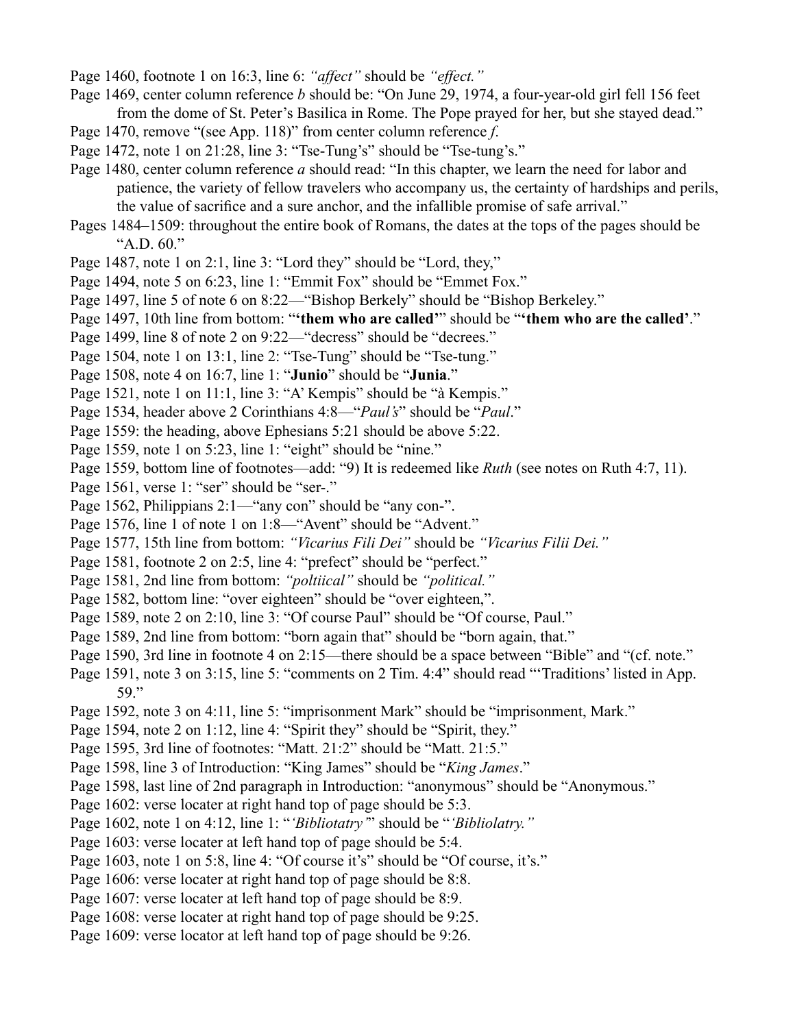Page 1460, footnote 1 on 16:3, line 6: *"affect"* should be *"effect."*

Page 1469, center column reference *b* should be: "On June 29, 1974, a four-year-old girl fell 156 feet from the dome of St. Peter's Basilica in Rome. The Pope prayed for her, but she stayed dead."

Page 1470, remove "(see App. 118)" from center column reference *f*.

Page 1472, note 1 on 21:28, line 3: "Tse-Tung's" should be "Tse-tung's."

Page 1480, center column reference *a* should read: "In this chapter, we learn the need for labor and patience, the variety of fellow travelers who accompany us, the certainty of hardships and perils, the value of sacrifice and a sure anchor, and the infallible promise of safe arrival."

Pages 1484–1509: throughout the entire book of Romans, the dates at the tops of the pages should be "A.D. 60."

Page 1487, note 1 on 2:1, line 3: "Lord they" should be "Lord, they,"

Page 1494, note 5 on 6:23, line 1: "Emmit Fox" should be "Emmet Fox."

Page 1497, line 5 of note 6 on 8:22—"Bishop Berkely" should be "Bishop Berkeley."

Page 1497, 10th line from bottom: "**'them who are called'**" should be "**'them who are the called'**."

Page 1499, line 8 of note 2 on 9:22—"decress" should be "decrees."

Page 1504, note 1 on 13:1, line 2: "Tse-Tung" should be "Tse-tung."

Page 1508, note 4 on 16:7, line 1: "**Junio**" should be "**Junia**."

Page 1521, note 1 on 11:1, line 3: "A' Kempis" should be "à Kempis."

Page 1534, header above 2 Corinthians 4:8—"*Paul's*" should be "*Paul*."

Page 1559: the heading, above Ephesians 5:21 should be above 5:22.

Page 1559, note 1 on 5:23, line 1: "eight" should be "nine."

Page 1559, bottom line of footnotes—add: "9) It is redeemed like *Ruth* (see notes on Ruth 4:7, 11).

Page 1561, verse 1: "ser" should be "ser-."

Page 1562, Philippians 2:1—"any con" should be "any con-".

Page 1576, line 1 of note 1 on 1:8—"Avent" should be "Advent."

Page 1577, 15th line from bottom: *"Vicarius Fili Dei"* should be *"Vicarius Filii Dei."*

Page 1581, footnote 2 on 2:5, line 4: "prefect" should be "perfect."

Page 1581, 2nd line from bottom: *"poltiical"* should be *"political."*

Page 1582, bottom line: "over eighteen" should be "over eighteen,".

Page 1589, note 2 on 2:10, line 3: "Of course Paul" should be "Of course, Paul."

Page 1589, 2nd line from bottom: "born again that" should be "born again, that."

Page 1590, 3rd line in footnote 4 on 2:15—there should be a space between "Bible" and "(cf. note."

Page 1591, note 3 on 3:15, line 5: "comments on 2 Tim. 4:4" should read "'Traditions' listed in App. 59."

Page 1592, note 3 on 4:11, line 5: "imprisonment Mark" should be "imprisonment, Mark."

Page 1594, note 2 on 1:12, line 4: "Spirit they" should be "Spirit, they."

Page 1595, 3rd line of footnotes: "Matt. 21:2" should be "Matt. 21:5."

Page 1598, line 3 of Introduction: "King James" should be "*King James*."

Page 1598, last line of 2nd paragraph in Introduction: "anonymous" should be "Anonymous."

Page 1602: verse locater at right hand top of page should be 5:3.

Page 1602, note 1 on 4:12, line 1: "*'Bibliotatry'*" should be "*'Bibliolatry."*

Page 1603: verse locater at left hand top of page should be 5:4.

Page 1603, note 1 on 5:8, line 4: "Of course it's" should be "Of course, it's."

Page 1606: verse locater at right hand top of page should be 8:8.

Page 1607: verse locater at left hand top of page should be 8:9.

Page 1608: verse locater at right hand top of page should be 9:25.

Page 1609: verse locator at left hand top of page should be 9:26.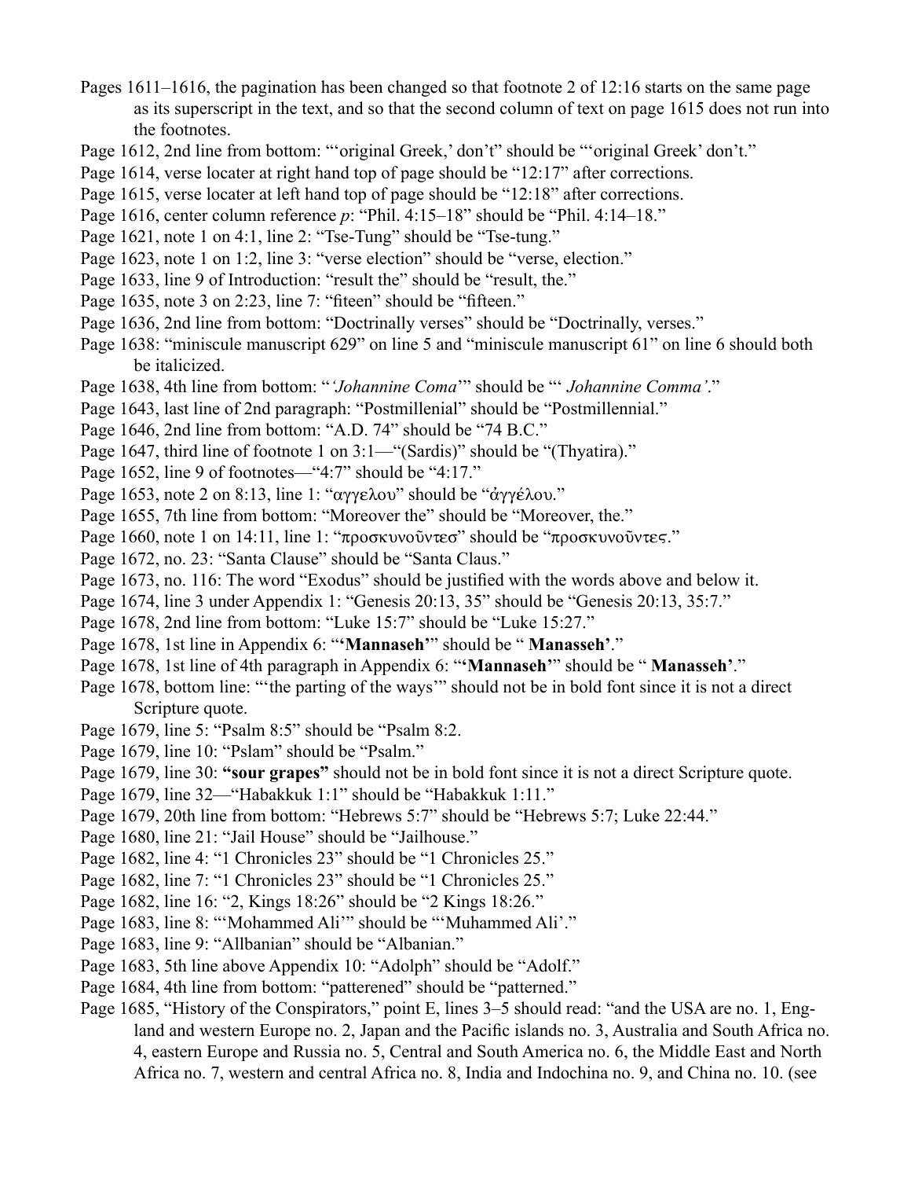Pages 1611–1616, the pagination has been changed so that footnote 2 of 12:16 starts on the same page as its superscript in the text, and so that the second column of text on page 1615 does not run into the footnotes.

Page 1612, 2nd line from bottom: "'original Greek,' don't" should be "'original Greek' don't."

Page 1614, verse locater at right hand top of page should be "12:17" after corrections.

Page 1615, verse locater at left hand top of page should be "12:18" after corrections.

Page 1616, center column reference *p*: "Phil. 4:15–18" should be "Phil. 4:14–18."

Page 1621, note 1 on 4:1, line 2: "Tse-Tung" should be "Tse-tung."

Page 1623, note 1 on 1:2, line 3: "verse election" should be "verse, election."

Page 1633, line 9 of Introduction: "result the" should be "result, the."

Page 1635, note 3 on 2:23, line 7: "fiteen" should be "fifteen."

Page 1636, 2nd line from bottom: "Doctrinally verses" should be "Doctrinally, verses."

Page 1638: "miniscule manuscript 629" on line 5 and "miniscule manuscript 61" on line 6 should both be italicized.

Page 1638, 4th line from bottom: "*'Johannine Coma*'" should be "' *Johannine Comma'*."

Page 1643, last line of 2nd paragraph: "Postmillenial" should be "Postmillennial."

Page 1646, 2nd line from bottom: "A.D. 74" should be "74 B.C."

Page 1647, third line of footnote 1 on 3:1—"(Sardis)" should be "(Thyatira)."

Page 1652, line 9 of footnotes—"4:7" should be "4:17."

Page 1653, note 2 on 8:13, line 1: "αγγελου" should be "ἀγγέλου."

Page 1655, 7th line from bottom: "Moreover the" should be "Moreover, the."

Page 1660, note 1 on 14:11, line 1: "προσκυνοῦντεσ" should be "προσκυνοῦντες."

Page 1672, no. 23: "Santa Clause" should be "Santa Claus."

Page 1673, no. 116: The word "Exodus" should be justified with the words above and below it.

Page 1674, line 3 under Appendix 1: "Genesis 20:13, 35" should be "Genesis 20:13, 35:7."

Page 1678, 2nd line from bottom: "Luke 15:7" should be "Luke 15:27."

Page 1678, 1st line in Appendix 6: "'**Mannaseh'**" should be " **Manasseh'**."

Page 1678, 1st line of 4th paragraph in Appendix 6: "'**Mannaseh'**" should be " **Manasseh'**."

Page 1678, bottom line: "'the parting of the ways'" should not be in bold font since it is not a direct Scripture quote.

Page 1679, line 5: "Psalm 8:5" should be "Psalm 8:2.

Page 1679, line 10: "Pslam" should be "Psalm."

Page 1679, line 30: **"sour grapes"** should not be in bold font since it is not a direct Scripture quote.

Page 1679, line 32—"Habakkuk 1:1" should be "Habakkuk 1:11."

Page 1679, 20th line from bottom: "Hebrews 5:7" should be "Hebrews 5:7; Luke 22:44."

Page 1680, line 21: "Jail House" should be "Jailhouse."

Page 1682, line 4: "1 Chronicles 23" should be "1 Chronicles 25."

Page 1682, line 7: "1 Chronicles 23" should be "1 Chronicles 25."

Page 1682, line 16: "2, Kings 18:26" should be "2 Kings 18:26."

Page 1683, line 8: "'Mohammed Ali'" should be "'Muhammed Ali'."

Page 1683, line 9: "Allbanian" should be "Albanian."

Page 1683, 5th line above Appendix 10: "Adolph" should be "Adolf."

Page 1684, 4th line from bottom: "patterened" should be "patterned."

Page 1685, "History of the Conspirators," point E, lines 3–5 should read: "and the USA are no. 1, England and western Europe no. 2, Japan and the Pacific islands no. 3, Australia and South Africa no. 4, eastern Europe and Russia no. 5, Central and South America no. 6, the Middle East and North Africa no. 7, western and central Africa no. 8, India and Indochina no. 9, and China no. 10. (see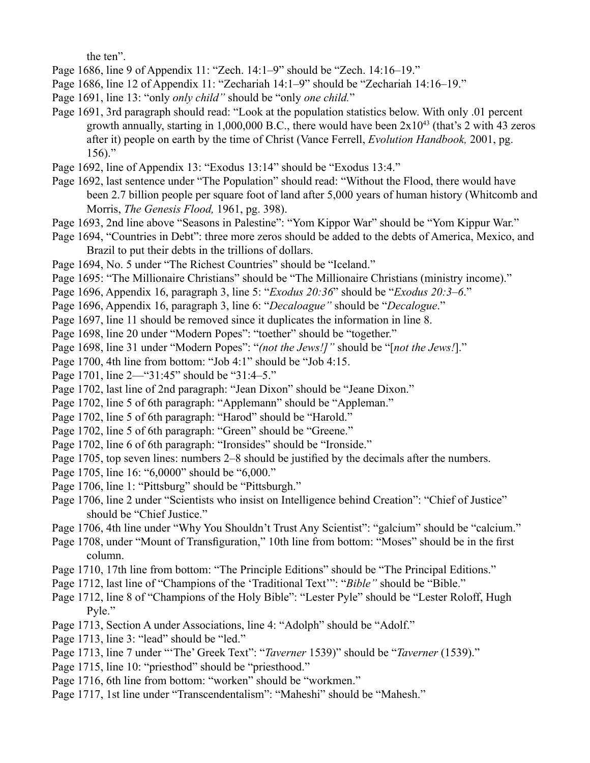the ten".

Page 1686, line 9 of Appendix 11: "Zech. 14:1–9" should be "Zech. 14:16–19."

Page 1686, line 12 of Appendix 11: "Zechariah 14:1–9" should be "Zechariah 14:16–19."

Page 1691, line 13: "only *only child"* should be "only *one child.*"

Page 1691, 3rd paragraph should read: "Look at the population statistics below. With only .01 percent growth annually, starting in 1,000,000 B.C., there would have been $2x10^{43}$ (that's 2 with 43 zeros after it) people on earth by the time of Christ (Vance Ferrell, *Evolution Handbook,* 2001, pg. 156)."

Page 1692, line of Appendix 13: "Exodus 13:14" should be "Exodus 13:4."

Page 1692, last sentence under "The Population" should read: "Without the Flood, there would have been 2.7 billion people per square foot of land after 5,000 years of human history (Whitcomb and Morris, *The Genesis Flood,* 1961, pg. 398).

Page 1693, 2nd line above "Seasons in Palestine": "Yom Kippor War" should be "Yom Kippur War."

Page 1694, "Countries in Debt": three more zeros should be added to the debts of America, Mexico, and Brazil to put their debts in the trillions of dollars.

Page 1694, No. 5 under "The Richest Countries" should be "Iceland."

Page 1695: "The Millionaire Christians" should be "The Millionaire Christians (ministry income)."

Page 1696, Appendix 16, paragraph 3, line 5: "*Exodus 20:36*" should be "*Exodus 20:3–6*."

Page 1696, Appendix 16, paragraph 3, line 6: "*Decaloague"* should be "*Decalogue*."

Page 1697, line 11 should be removed since it duplicates the information in line 8.

Page 1698, line 20 under "Modern Popes": "toether" should be "together."

Page 1698, line 31 under "Modern Popes": "*(not the Jews!]"* should be "[*not the Jews!*]."

Page 1700, 4th line from bottom: "Job 4:1" should be "Job 4:15.

Page 1701, line 2—"31:45" should be "31:4–5."

Page 1702, last line of 2nd paragraph: "Jean Dixon" should be "Jeane Dixon."

Page 1702, line 5 of 6th paragraph: "Applemann" should be "Appleman."

Page 1702, line 5 of 6th paragraph: "Harod" should be "Harold."

Page 1702, line 5 of 6th paragraph: "Green" should be "Greene."

Page 1702, line 6 of 6th paragraph: "Ironsides" should be "Ironside."

Page 1705, top seven lines: numbers 2–8 should be justified by the decimals after the numbers.

Page 1705, line 16: "6,0000" should be "6,000."

Page 1706, line 1: "Pittsburg" should be "Pittsburgh."

Page 1706, line 2 under "Scientists who insist on Intelligence behind Creation": "Chief of Justice" should be "Chief Justice."

Page 1706, 4th line under "Why You Shouldn't Trust Any Scientist": "galcium" should be "calcium."

Page 1708, under "Mount of Transfiguration," 10th line from bottom: "Moses" should be in the first column.

Page 1710, 17th line from bottom: "The Principle Editions" should be "The Principal Editions."

Page 1712, last line of "Champions of the 'Traditional Text'": "*Bible"* should be "Bible."

Page 1712, line 8 of "Champions of the Holy Bible": "Lester Pyle" should be "Lester Roloff, Hugh Pyle."

Page 1713, Section A under Associations, line 4: "Adolph" should be "Adolf."

Page 1713, line 3: "lead" should be "led."

Page 1713, line 7 under "'The' Greek Text": "*Taverner* 1539)" should be "*Taverner* (1539)."

Page 1715, line 10: "priesthod" should be "priesthood."

Page 1716, 6th line from bottom: "worken" should be "workmen."

Page 1717, 1st line under "Transcendentalism": "Maheshi" should be "Mahesh."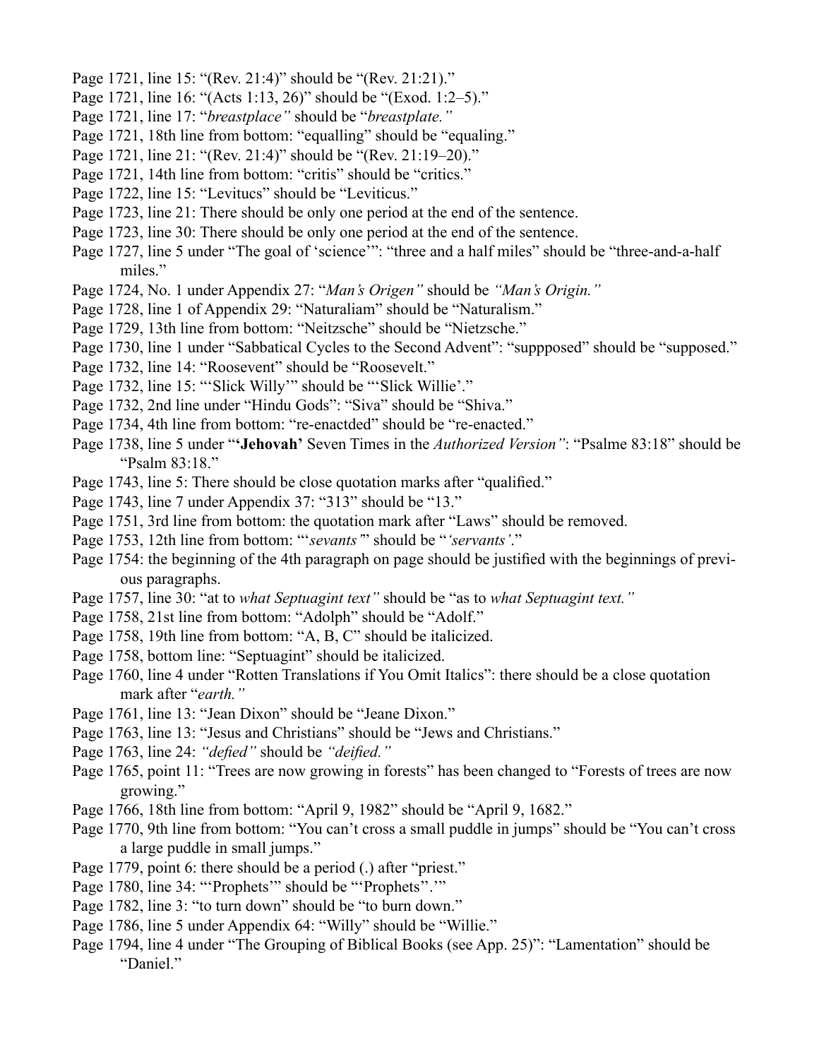Page 1721, line 15: "(Rev. 21:4)" should be "(Rev. 21:21)."

Page 1721, line 16: "(Acts 1:13, 26)" should be "(Exod. 1:2–5)."

Page 1721, line 17: "*breastplace"* should be "*breastplate."*

Page 1721, 18th line from bottom: "equalling" should be "equaling."

Page 1721, line 21: "(Rev. 21:4)" should be "(Rev. 21:19–20)."

Page 1721, 14th line from bottom: "critis" should be "critics."

Page 1722, line 15: "Levitucs" should be "Leviticus."

Page 1723, line 21: There should be only one period at the end of the sentence.

Page 1723, line 30: There should be only one period at the end of the sentence.

Page 1727, line 5 under "The goal of 'science'": "three and a half miles" should be "three-and-a-half miles."

Page 1724, No. 1 under Appendix 27: "*Man's Origen"* should be *"Man's Origin."*

Page 1728, line 1 of Appendix 29: "Naturaliam" should be "Naturalism."

Page 1729, 13th line from bottom: "Neitzsche" should be "Nietzsche."

Page 1730, line 1 under "Sabbatical Cycles to the Second Advent": "suppposed" should be "supposed."

Page 1732, line 14: "Roosevent" should be "Roosevelt."

Page 1732, line 15: "'Slick Willy'" should be "'Slick Willie'."

Page 1732, 2nd line under "Hindu Gods": "Siva" should be "Shiva."

Page 1734, 4th line from bottom: "re-enactded" should be "re-enacted."

Page 1738, line 5 under "**'Jehovah'** Seven Times in the *Authorized Version"*: "Psalme 83:18" should be "Psalm 83:18."

Page 1743, line 5: There should be close quotation marks after "qualified."

Page 1743, line 7 under Appendix 37: "313" should be "13."

Page 1751, 3rd line from bottom: the quotation mark after "Laws" should be removed.

Page 1753, 12th line from bottom: "'*sevants*'" should be "*'servants'*."

Page 1754: the beginning of the 4th paragraph on page should be justified with the beginnings of previous paragraphs.

Page 1757, line 30: "at to *what Septuagint text"* should be "as to *what Septuagint text."*

Page 1758, 21st line from bottom: "Adolph" should be "Adolf."

Page 1758, 19th line from bottom: "A, B, C" should be italicized.

Page 1758, bottom line: "Septuagint" should be italicized.

Page 1760, line 4 under "Rotten Translations if You Omit Italics": there should be a close quotation mark after "*earth."*

Page 1761, line 13: "Jean Dixon" should be "Jeane Dixon."

Page 1763, line 13: "Jesus and Christians" should be "Jews and Christians."

Page 1763, line 24: *"defied"* should be *"deified."*

Page 1765, point 11: "Trees are now growing in forests" has been changed to "Forests of trees are now growing."

Page 1766, 18th line from bottom: "April 9, 1982" should be "April 9, 1682."

Page 1770, 9th line from bottom: "You can't cross a small puddle in jumps" should be "You can't cross a large puddle in small jumps."

Page 1779, point 6: there should be a period (.) after "priest."

Page 1780, line 34: "'Prophets'" should be "'Prophets'.'"

Page 1782, line 3: "to turn down" should be "to burn down."

Page 1786, line 5 under Appendix 64: "Willy" should be "Willie."

Page 1794, line 4 under "The Grouping of Biblical Books (see App. 25)": "Lamentation" should be "Daniel."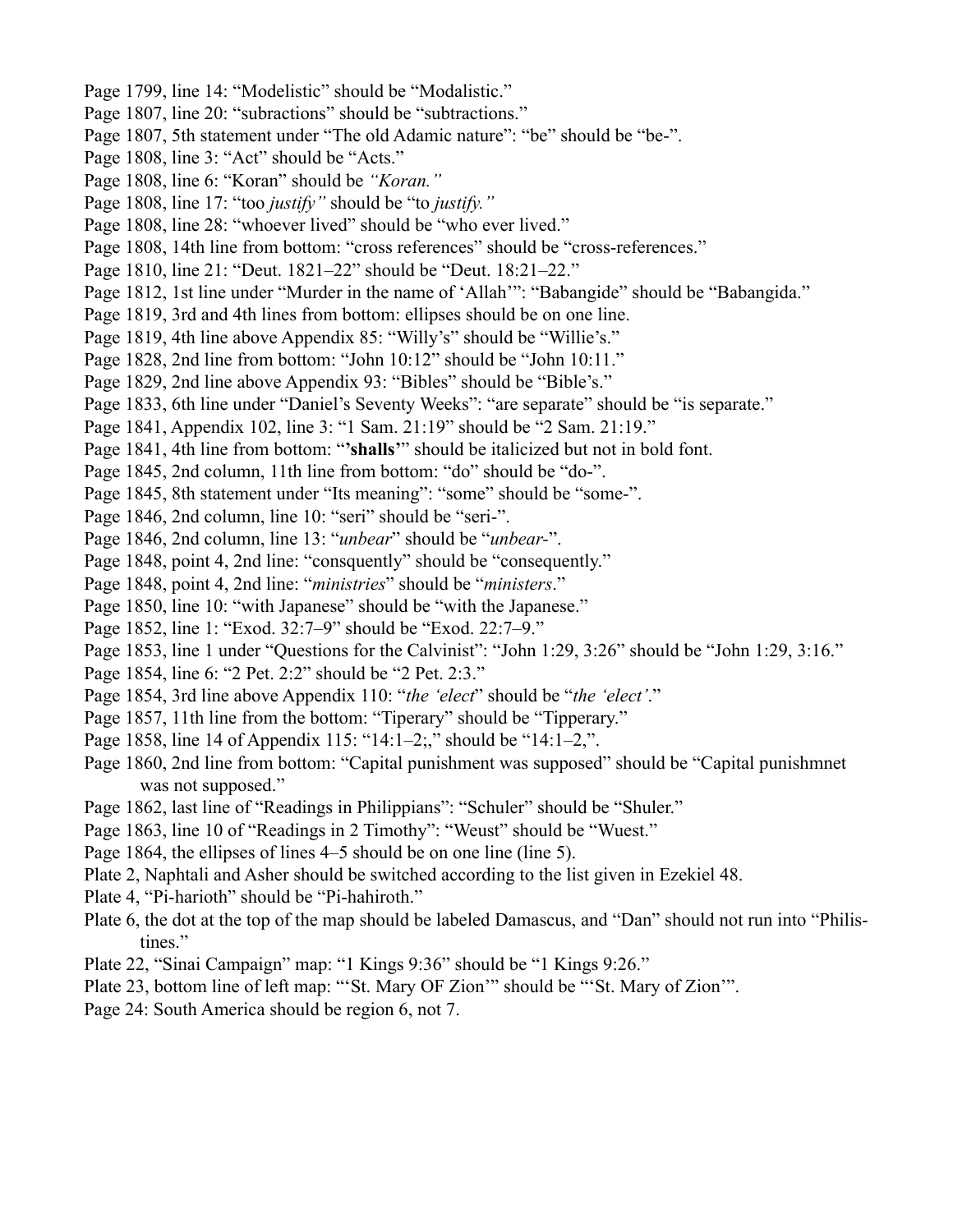Page 1799, line 14: “Modelistic” should be “Modalistic.”
Page 1807, line 20: “subractions” should be “subtractions.”
Page 1807, 5th statement under “The old Adamic nature”: “be” should be “be-”.
Page 1808, line 3: “Act” should be “Acts.”
Page 1808, line 6: “Koran” should be *“Koran.”*
Page 1808, line 17: “too *justify”* should be “to *justify.”*
Page 1808, line 28: “whoever lived” should be “who ever lived.”
Page 1808, 14th line from bottom: “cross references” should be “cross-references.”
Page 1810, line 21: “Deut. 1821–22” should be “Deut. 18:21–22.”
Page 1812, 1st line under “Murder in the name of ‘Allah’”: “Babangide” should be “Babangida.”
Page 1819, 3rd and 4th lines from bottom: ellipses should be on one line.
Page 1819, 4th line above Appendix 85: “Willy’s” should be “Willie’s.”
Page 1828, 2nd line from bottom: “John 10:12” should be “John 10:11.”
Page 1829, 2nd line above Appendix 93: “Bibles” should be “Bible’s.”
Page 1833, 6th line under “Daniel’s Seventy Weeks”: “are separate” should be “is separate.”
Page 1841, Appendix 102, line 3: “1 Sam. 21:19” should be “2 Sam. 21:19.”
Page 1841, 4th line from bottom: “**’shalls’**” should be italicized but not in bold font.
Page 1845, 2nd column, 11th line from bottom: “do” should be “do-”.
Page 1845, 8th statement under “Its meaning”: “some” should be “some-”.
Page 1846, 2nd column, line 10: “seri” should be “seri-”.
Page 1846, 2nd column, line 13: “*unbear*” should be “*unbear-*”.
Page 1848, point 4, 2nd line: “consquently” should be “consequently.”
Page 1848, point 4, 2nd line: “*ministries*” should be “*ministers*.”
Page 1850, line 10: “with Japanese” should be “with the Japanese.”
Page 1852, line 1: “Exod. 32:7–9” should be “Exod. 22:7–9.”
Page 1853, line 1 under “Questions for the Calvinist”: “John 1:29, 3:26” should be “John 1:29, 3:16.”
Page 1854, line 6: “2 Pet. 2:2” should be “2 Pet. 2:3.”
Page 1854, 3rd line above Appendix 110: “*the ‘elect*” should be “*the ‘elect’*.”
Page 1857, 11th line from the bottom: “Tiperary” should be “Tipperary.”
Page 1858, line 14 of Appendix 115: “14:1–2;,” should be “14:1–2,”.
Page 1860, 2nd line from bottom: “Capital punishment was supposed” should be “Capital punishmnet was not supposed.”
Page 1862, last line of “Readings in Philippians”: “Schuler” should be “Shuler.”
Page 1863, line 10 of “Readings in 2 Timothy”: “Weust” should be “Wuest.”
Page 1864, the ellipses of lines 4–5 should be on one line (line 5).
Plate 2, Naphtali and Asher should be switched according to the list given in Ezekiel 48.
Plate 4, “Pi-harioth” should be “Pi-hahiroth.”
Plate 6, the dot at the top of the map should be labeled Damascus, and “Dan” should not run into “Philistines.”
Plate 22, “Sinai Campaign” map: “1 Kings 9:36” should be “1 Kings 9:26.”
Plate 23, bottom line of left map: “‘St. Mary OF Zion’” should be “‘St. Mary of Zion’”.
Page 24: South America should be region 6, not 7.